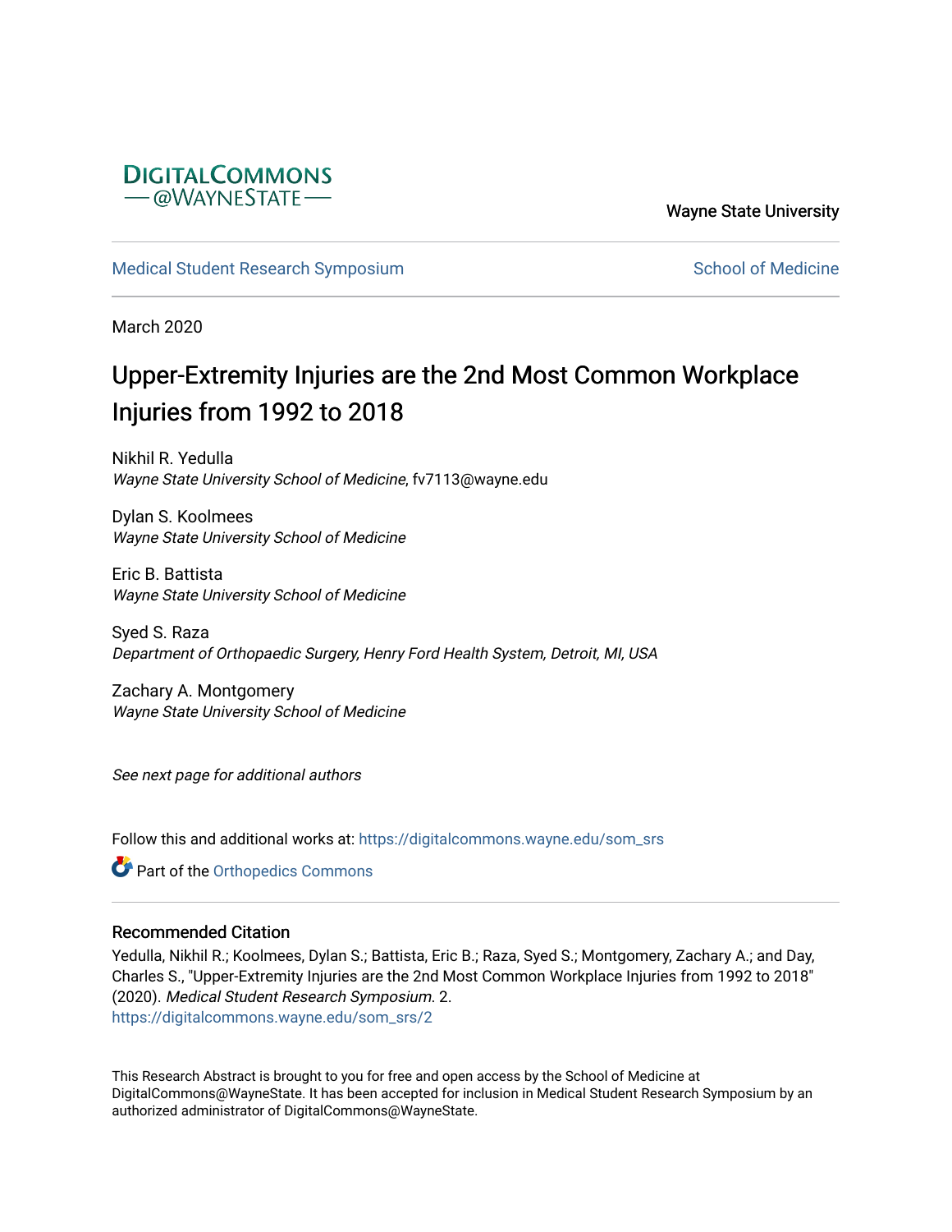Digital Commons @ Wayne State

Wayne State University

Medical Student Research Symposium

School of Medicine

March 2020

# Upper-Extremity Injuries are the 2nd Most Common Workplace Injuries from 1992 to 2018

Nikhil R. Yedulla
*Wayne State University School of Medicine*, fv7113@wayne.edu

Dylan S. Koolmees
*Wayne State University School of Medicine*

Eric B. Battista
*Wayne State University School of Medicine*

Syed S. Raza
*Department of Orthopaedic Surgery, Henry Ford Health System, Detroit, MI, USA*

Zachary A. Montgomery
*Wayne State University School of Medicine*

*See next page for additional authors*

Follow this and additional works at: https://digitalcommons.wayne.edu/som_srs

Part of the Orthopedics Commons

## Recommended Citation

Yedulla, Nikhil R.; Koolmees, Dylan S.; Battista, Eric B.; Raza, Syed S.; Montgomery, Zachary A.; and Day, Charles S., "Upper-Extremity Injuries are the 2nd Most Common Workplace Injuries from 1992 to 2018" (2020). *Medical Student Research Symposium*. 2.
https://digitalcommons.wayne.edu/som_srs/2

This Research Abstract is brought to you for free and open access by the School of Medicine at DigitalCommons@WayneState. It has been accepted for inclusion in Medical Student Research Symposium by an authorized administrator of DigitalCommons@WayneState.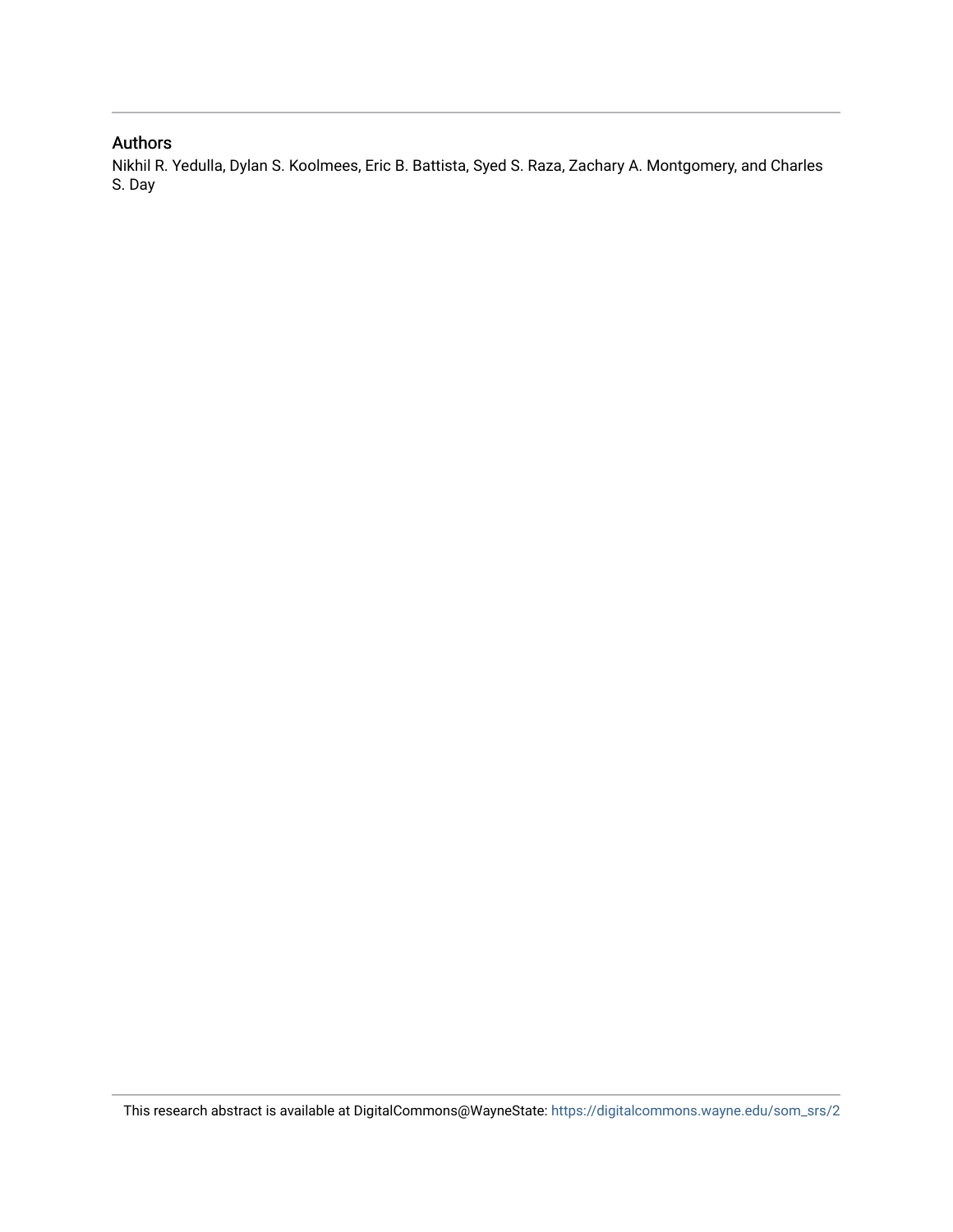## Authors

Nikhil R. Yedulla, Dylan S. Koolmees, Eric B. Battista, Syed S. Raza, Zachary A. Montgomery, and Charles S. Day

This research abstract is available at DigitalCommons@WayneState: https://digitalcommons.wayne.edu/som_srs/2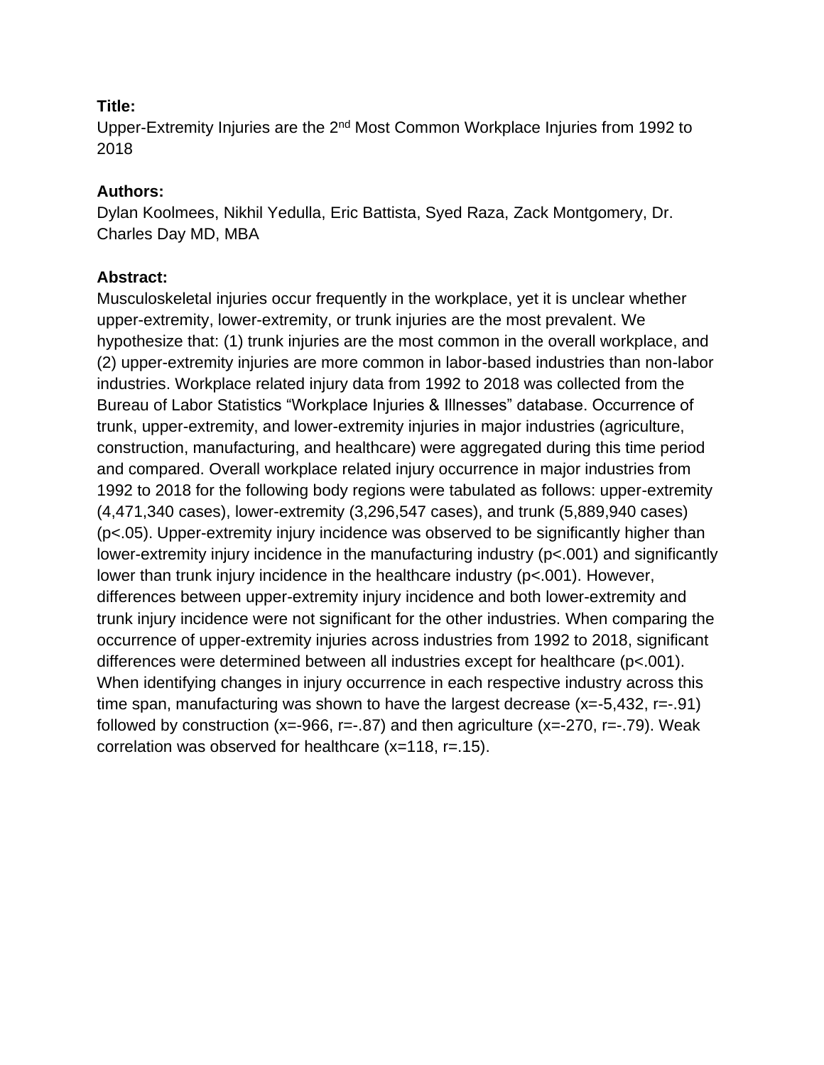**Title:**

Upper-Extremity Injuries are the 2nd Most Common Workplace Injuries from 1992 to 2018

**Authors:**

Dylan Koolmees, Nikhil Yedulla, Eric Battista, Syed Raza, Zack Montgomery, Dr. Charles Day MD, MBA

**Abstract:**

Musculoskeletal injuries occur frequently in the workplace, yet it is unclear whether upper-extremity, lower-extremity, or trunk injuries are the most prevalent. We hypothesize that: (1) trunk injuries are the most common in the overall workplace, and (2) upper-extremity injuries are more common in labor-based industries than non-labor industries. Workplace related injury data from 1992 to 2018 was collected from the Bureau of Labor Statistics "Workplace Injuries & Illnesses" database. Occurrence of trunk, upper-extremity, and lower-extremity injuries in major industries (agriculture, construction, manufacturing, and healthcare) were aggregated during this time period and compared. Overall workplace related injury occurrence in major industries from 1992 to 2018 for the following body regions were tabulated as follows: upper-extremity (4,471,340 cases), lower-extremity (3,296,547 cases), and trunk (5,889,940 cases) ($p<.05$). Upper-extremity injury incidence was observed to be significantly higher than lower-extremity injury incidence in the manufacturing industry ($p<.001$) and significantly lower than trunk injury incidence in the healthcare industry ($p<.001$). However, differences between upper-extremity injury incidence and both lower-extremity and trunk injury incidence were not significant for the other industries. When comparing the occurrence of upper-extremity injuries across industries from 1992 to 2018, significant differences were determined between all industries except for healthcare ($p<.001$). When identifying changes in injury occurrence in each respective industry across this time span, manufacturing was shown to have the largest decrease ($x=-5{,}432$, $r=-.91$) followed by construction ($x=-966$, $r=-.87$) and then agriculture ($x=-270$, $r=-.79$). Weak correlation was observed for healthcare ($x=118$, $r=.15$).